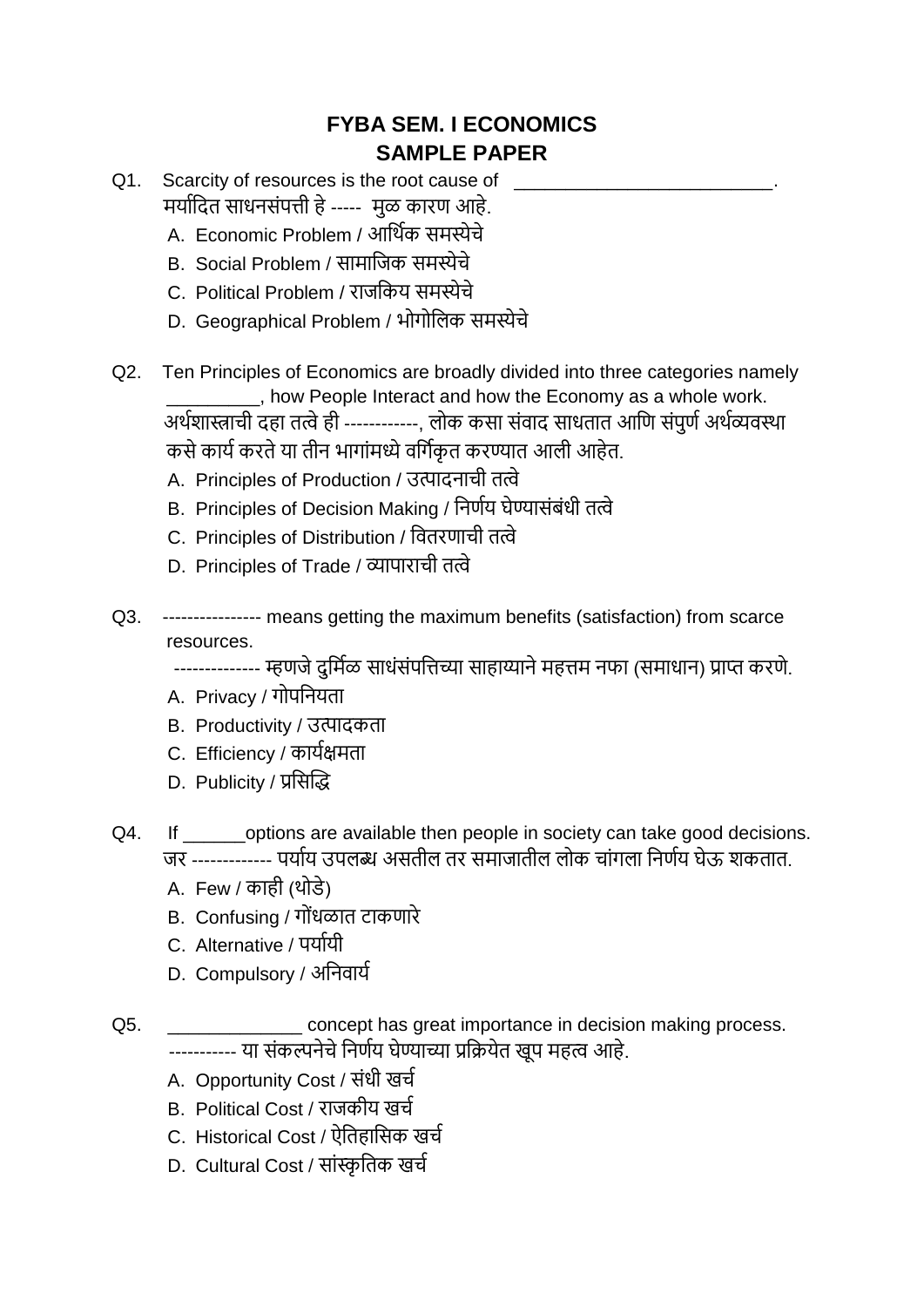# FYBA SEM. I ECONOMICS
## SAMPLE PAPER

Q1. Scarcity of resources is the root cause of __________________________.
मर्यादित साधनसंपत्ती हे ----- मुळ कारण आहे.

A. Economic Problem / आर्थिक समस्येचे
B. Social Problem / सामाजिक समस्येचे
C. Political Problem / राजकिय समस्येचे
D. Geographical Problem / भोगोलिक समस्येचे

Q2. Ten Principles of Economics are broadly divided into three categories namely _________, how People Interact and how the Economy as a whole work.
अर्थशास्त्राची दहा तत्वे ही ------------, लोक कसा संवाद साधतात आणि संपुर्ण अर्थव्यवस्था कसे कार्य करते या तीन भागांमध्ये वर्गिकृत करण्यात आली आहेत.

A. Principles of Production / उत्पादनाची तत्वे
B. Principles of Decision Making / निर्णय घेण्यासंबंधी तत्वे
C. Principles of Distribution / वितरणाची तत्वे
D. Principles of Trade / व्यापाराची तत्वे

Q3. ---------------- means getting the maximum benefits (satisfaction) from scarce resources.
-------------- म्हणजे दुर्मिळ साधंसंपत्तिच्या साहाय्याने महत्तम नफा (समाधान) प्राप्त करणे.

A. Privacy / गोपनियता
B. Productivity / उत्पादकता
C. Efficiency / कार्यक्षमता
D. Publicity / प्रसिद्धि

Q4. If ______options are available then people in society can take good decisions.
जर ------------- पर्याय उपलब्ध असतील तर समाजातील लोक चांगला निर्णय घेऊ शकतात.

A. Few / काही (थोडे)
B. Confusing / गोंधळात टाकणारे
C. Alternative / पर्यायी
D. Compulsory / अनिवार्य

Q5. _____________ concept has great importance in decision making process.
----------- या संकल्पनेचे निर्णय घेण्याच्या प्रक्रियेत खूप महत्व आहे.

A. Opportunity Cost / संधी खर्च
B. Political Cost / राजकीय खर्च
C. Historical Cost / ऐतिहासिक खर्च
D. Cultural Cost / सांस्कृतिक खर्च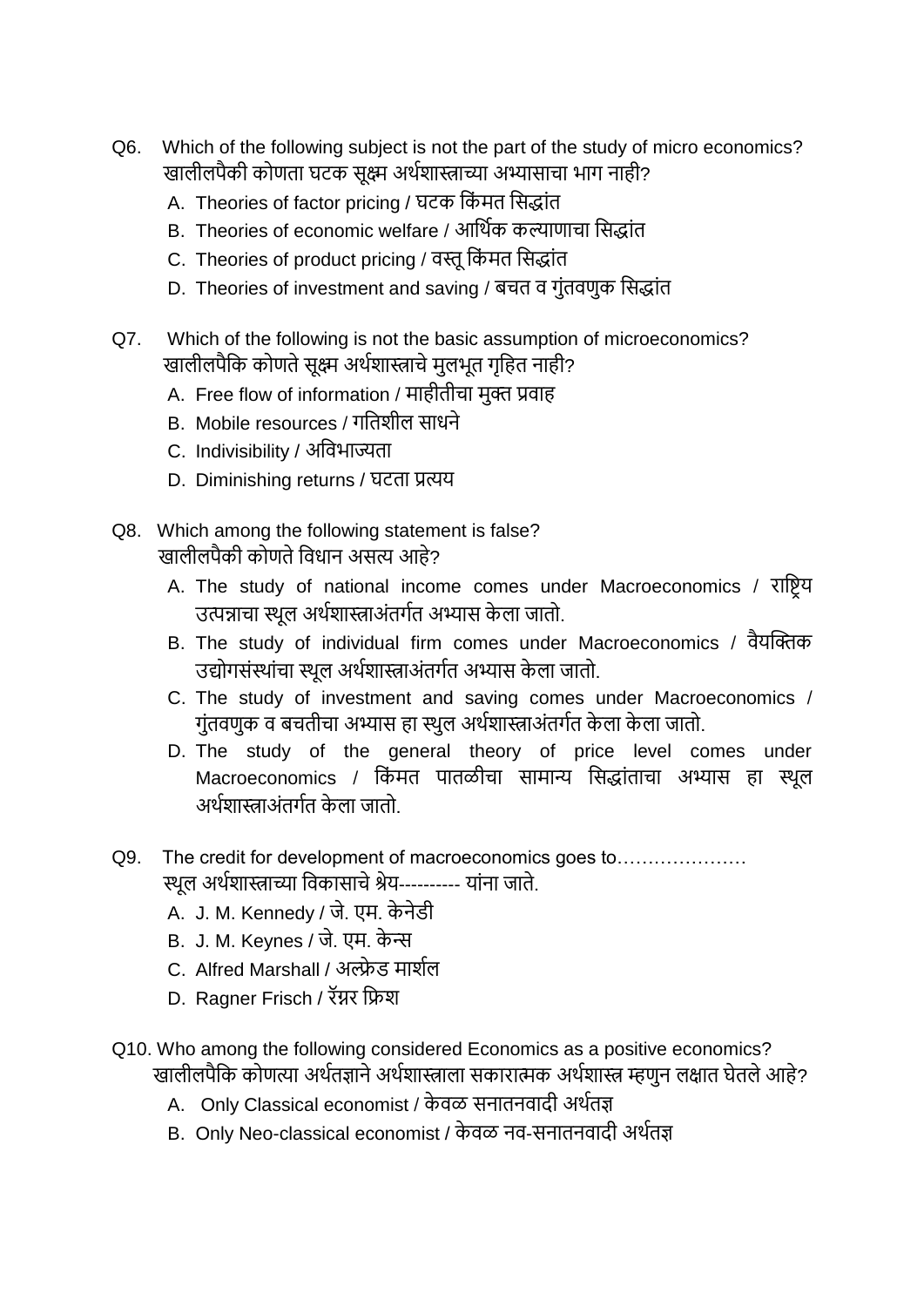Q6. Which of the following subject is not the part of the study of micro economics?
खालीलपैकी कोणता घटक सूक्ष्म अर्थशास्त्राच्या अभ्यासाचा भाग नाही?

A. Theories of factor pricing / घटक किंमत सिद्धांत
B. Theories of economic welfare / आर्थिक कल्याणाचा सिद्धांत
C. Theories of product pricing / वस्तू किंमत सिद्धांत
D. Theories of investment and saving / बचत व गुंतवणुक सिद्धांत

Q7. Which of the following is not the basic assumption of microeconomics?
खालीलपैकि कोणते सूक्ष्म अर्थशास्त्राचे मुलभूत गृहित नाही?

A. Free flow of information / माहीतीचा मुक्त प्रवाह
B. Mobile resources / गतिशील साधने
C. Indivisibility / अविभाज्यता
D. Diminishing returns / घटता प्रत्यय

Q8. Which among the following statement is false?
खालीलपैकी कोणते विधान असत्य आहे?

A. The study of national income comes under Macroeconomics / राष्ट्रिय उत्पन्नाचा स्थूल अर्थशास्त्राअंतर्गत अभ्यास केला जातो.
B. The study of individual firm comes under Macroeconomics / वैयक्तिक उद्योगसंस्थांचा स्थूल अर्थशास्त्राअंतर्गत अभ्यास केला जातो.
C. The study of investment and saving comes under Macroeconomics / गुंतवणुक व बचतीचा अभ्यास हा स्थुल अर्थशास्त्राअंतर्गत केला केला जातो.
D. The study of the general theory of price level comes under Macroeconomics / किंमत पातळीचा सामान्य सिद्धांताचा अभ्यास हा स्थूल अर्थशास्त्राअंतर्गत केला जातो.

Q9. The credit for development of macroeconomics goes to…………………
स्थूल अर्थशास्त्राच्या विकासाचे श्रेय---------- यांना जाते.

A. J. M. Kennedy / जे. एम. केनेडी
B. J. M. Keynes / जे. एम. केन्स
C. Alfred Marshall / अल्फ्रेड मार्शल
D. Ragner Frisch / रॅग्नर फ्रिश

Q10. Who among the following considered Economics as a positive economics?
खालीलपैकि कोणत्या अर्थतज्ञाने अर्थशास्त्राला सकारात्मक अर्थशास्त्र म्हणुन लक्षात घेतले आहे?

A. Only Classical economist / केवळ सनातनवादी अर्थतज्ञ
B. Only Neo-classical economist / केवळ नव-सनातनवादी अर्थतज्ञ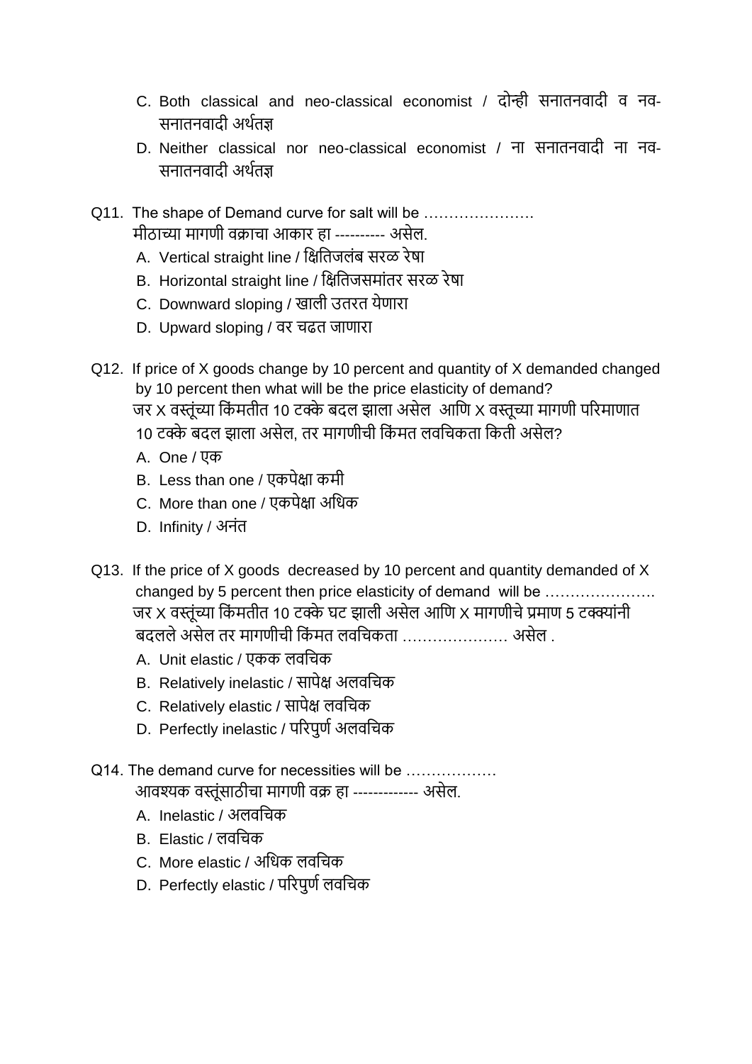C. Both classical and neo-classical economist / दोन्ही सनातनवादी व नव-सनातनवादी अर्थतज्ञ

D. Neither classical nor neo-classical economist / ना सनातनवादी ना नव-सनातनवादी अर्थतज्ञ

Q11. The shape of Demand curve for salt will be ………………….
मीठाच्या मागणी वक्राचा आकार हा ---------- असेल.

A. Vertical straight line / क्षितिजलंब सरळ रेषा
B. Horizontal straight line / क्षितिजसमांतर सरळ रेषा
C. Downward sloping / खाली उतरत येणारा
D. Upward sloping / वर चढत जाणारा

Q12. If price of X goods change by 10 percent and quantity of X demanded changed by 10 percent then what will be the price elasticity of demand?
जर X वस्तूंच्या किंमतीत 10 टक्के बदल झाला असेल आणि X वस्तूच्या मागणी परिमाणात 10 टक्के बदल झाला असेल, तर मागणीची किंमत लवचिकता किती असेल?

A. One / एक
B. Less than one / एकपेक्षा कमी
C. More than one / एकपेक्षा अधिक
D. Infinity / अनंत

Q13. If the price of X goods decreased by 10 percent and quantity demanded of X changed by 5 percent then price elasticity of demand will be ………………….
जर X वस्तूंच्या किंमतीत 10 टक्के घट झाली असेल आणि X मागणीचे प्रमाण 5 टक्क्यांनी बदलले असेल तर मागणीची किंमत लवचिकता ………………… असेल .

A. Unit elastic / एकक लवचिक
B. Relatively inelastic / सापेक्ष अलवचिक
C. Relatively elastic / सापेक्ष लवचिक
D. Perfectly inelastic / परिपुर्ण अलवचिक

Q14. The demand curve for necessities will be ………………
आवश्यक वस्तूंसाठीचा मागणी वक्र हा ------------- असेल.

A. Inelastic / अलवचिक
B. Elastic / लवचिक
C. More elastic / अधिक लवचिक
D. Perfectly elastic / परिपुर्ण लवचिक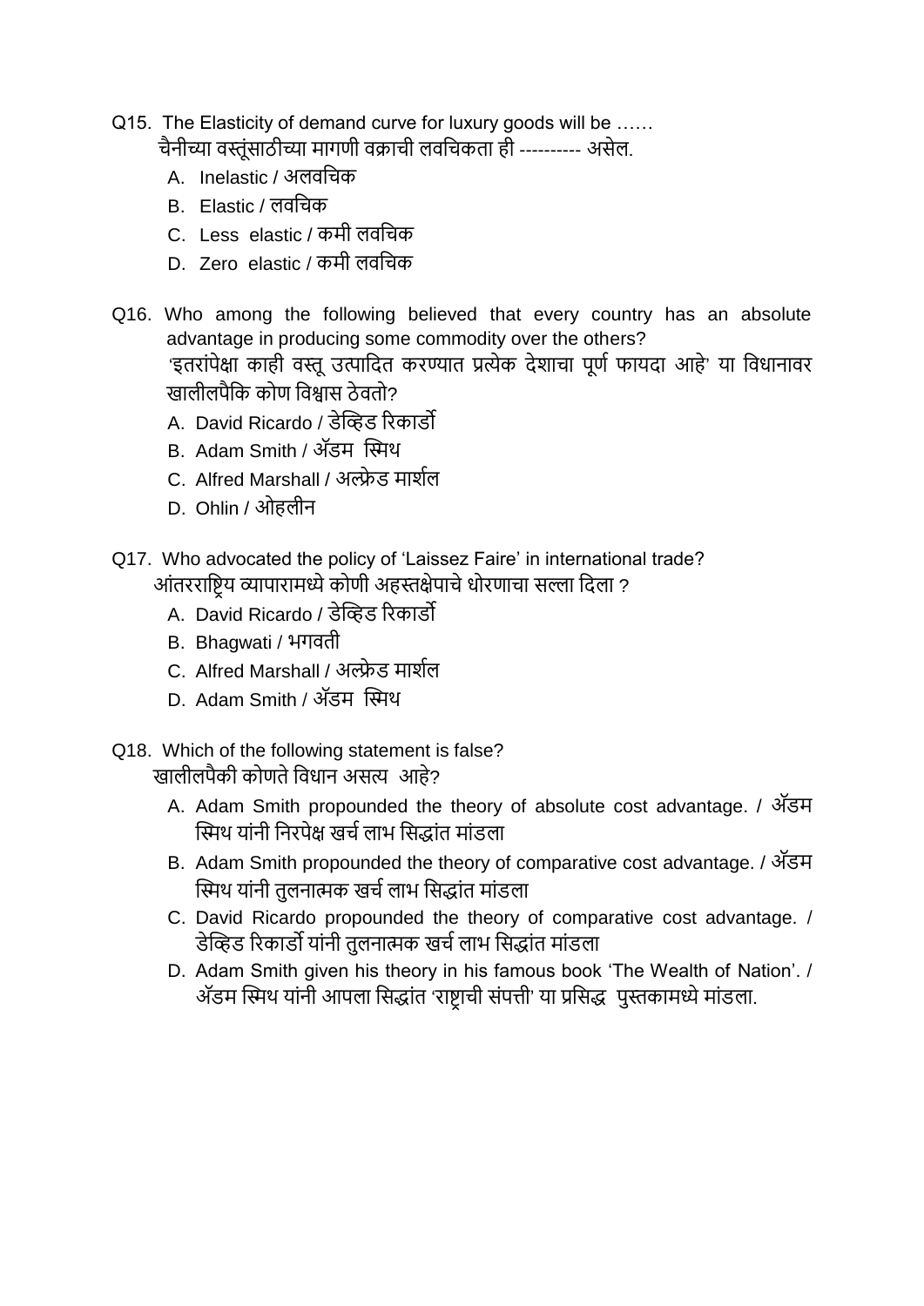Q15. The Elasticity of demand curve for luxury goods will be ……
चैनीच्या वस्तूंसाठीच्या मागणी वक्राची लवचिकता ही ---------- असेल.

A. Inelastic / अलवचिक
B. Elastic / लवचिक
C. Less elastic / कमी लवचिक
D. Zero elastic / कमी लवचिक

Q16. Who among the following believed that every country has an absolute advantage in producing some commodity over the others?
'इतरांपेक्षा काही वस्तू उत्पादित करण्यात प्रत्येक देशाचा पूर्ण फायदा आहे' या विधानावर खालीलपैकि कोण विश्वास ठेवतो?

A. David Ricardo / डेव्हिड रिकार्डो
B. Adam Smith / ॲडम स्मिथ
C. Alfred Marshall / अल्फ्रेड मार्शल
D. Ohlin / ओहलीन

Q17. Who advocated the policy of 'Laissez Faire' in international trade?
आंतरराष्ट्रिय व्यापारामध्ये कोणी अहस्तक्षेपाचे धोरणाचा सल्ला दिला ?

A. David Ricardo / डेव्हिड रिकार्डो
B. Bhagwati / भगवती
C. Alfred Marshall / अल्फ्रेड मार्शल
D. Adam Smith / ॲडम स्मिथ

Q18. Which of the following statement is false?
खालीलपैकी कोणते विधान असत्य आहे?

A. Adam Smith propounded the theory of absolute cost advantage. / ॲडम स्मिथ यांनी निरपेक्ष खर्च लाभ सिद्धांत मांडला
B. Adam Smith propounded the theory of comparative cost advantage. / ॲडम स्मिथ यांनी तुलनात्मक खर्च लाभ सिद्धांत मांडला
C. David Ricardo propounded the theory of comparative cost advantage. / डेव्हिड रिकार्डो यांनी तुलनात्मक खर्च लाभ सिद्धांत मांडला
D. Adam Smith given his theory in his famous book 'The Wealth of Nation'. / ॲडम स्मिथ यांनी आपला सिद्धांत 'राष्ट्राची संपत्ती' या प्रसिद्ध पुस्तकामध्ये मांडला.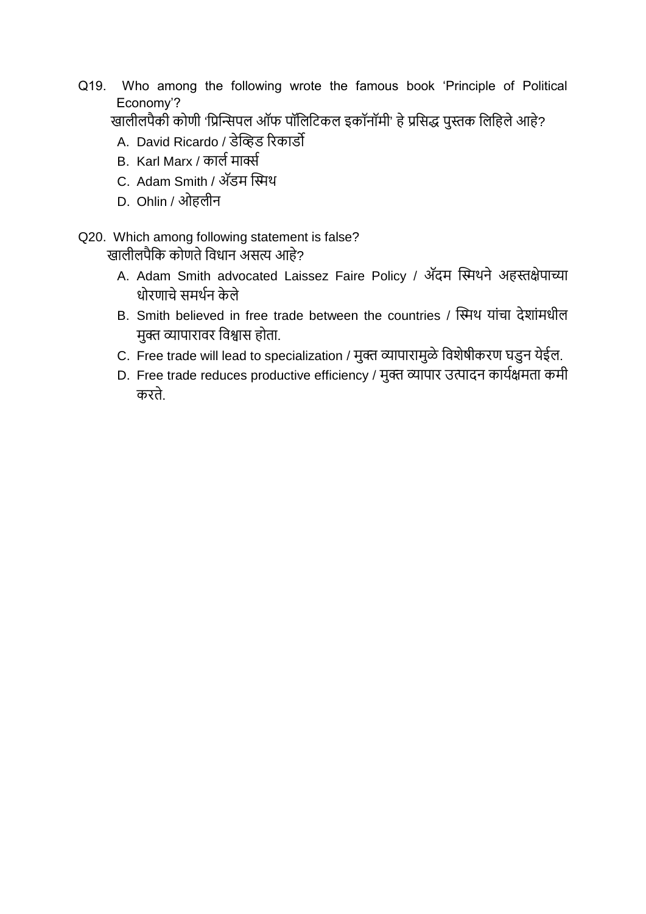Q19. Who among the following wrote the famous book 'Principle of Political Economy'?

खालीलपैकी कोणी 'प्रिन्सिपल ऑफ पॉलिटिकल इकॉनॉमी' हे प्रसिद्ध पुस्तक लिहिले आहे?

A. David Ricardo / डेव्हिड रिकार्डो
B. Karl Marx / कार्ल मार्क्स
C. Adam Smith / ॲडम स्मिथ
D. Ohlin / ओहलीन

Q20. Which among following statement is false?

खालीलपैकि कोणते विधान असत्य आहे?

A. Adam Smith advocated Laissez Faire Policy / ॲदम स्मिथने अहस्तक्षेपाच्या धोरणाचे समर्थन केले
B. Smith believed in free trade between the countries / स्मिथ यांचा देशांमधील मुक्त व्यापारावर विश्वास होता.
C. Free trade will lead to specialization / मुक्त व्यापारामुळे विशेषीकरण घडुन येईल.
D. Free trade reduces productive efficiency / मुक्त व्यापार उत्पादन कार्यक्षमता कमी करते.